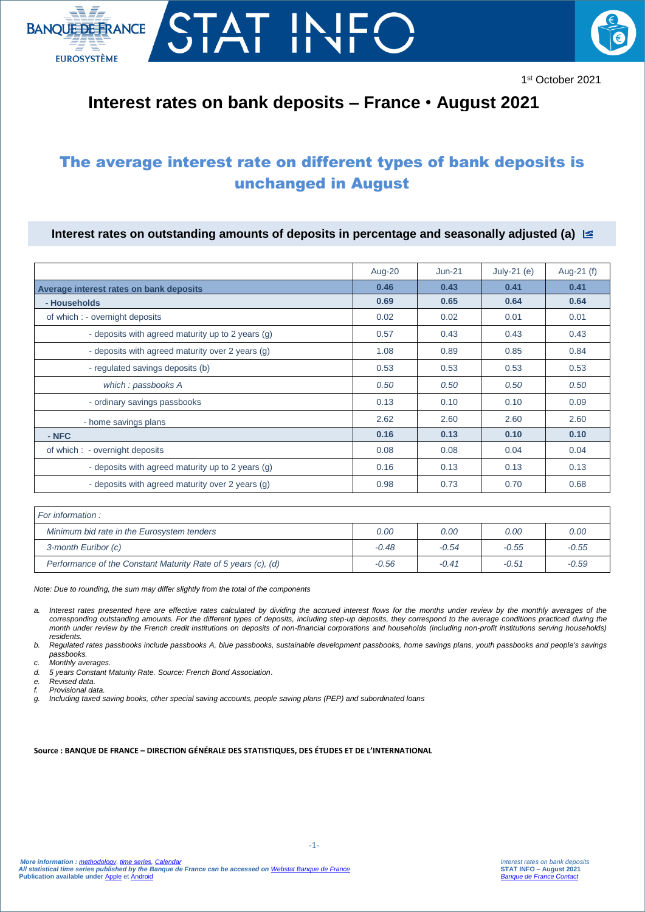BANQUE DE FRANCE EUROSYSTÈME

# STAT INFO

1st October 2021

# Interest rates on bank deposits – France • August 2021

## The average interest rate on different types of bank deposits is unchanged in August

### Interest rates on outstanding amounts of deposits in percentage and seasonally adjusted (a)

| | Aug-20 | Jun-21 | July-21 (e) | Aug-21 (f) |
|---|---|---|---|---|
| **Average interest rates on bank deposits** | **0.46** | **0.43** | **0.41** | **0.41** |
| **- Households** | **0.69** | **0.65** | **0.64** | **0.64** |
| of which : - overnight deposits | 0.02 | 0.02 | 0.01 | 0.01 |
| - deposits with agreed maturity up to 2 years (g) | 0.57 | 0.43 | 0.43 | 0.43 |
| - deposits with agreed maturity over 2 years (g) | 1.08 | 0.89 | 0.85 | 0.84 |
| - regulated savings deposits (b) | 0.53 | 0.53 | 0.53 | 0.53 |
| *which : passbooks A* | *0.50* | *0.50* | *0.50* | *0.50* |
| - ordinary savings passbooks | 0.13 | 0.10 | 0.10 | 0.09 |
| - home savings plans | 2.62 | 2.60 | 2.60 | 2.60 |
| **- NFC** | **0.16** | **0.13** | **0.10** | **0.10** |
| of which : - overnight deposits | 0.08 | 0.08 | 0.04 | 0.04 |
| - deposits with agreed maturity up to 2 years (g) | 0.16 | 0.13 | 0.13 | 0.13 |
| - deposits with agreed maturity over 2 years (g) | 0.98 | 0.73 | 0.70 | 0.68 |

| *For information :* | | | | |
|---|---|---|---|---|
| *Minimum bid rate in the Eurosystem tenders* | *0.00* | *0.00* | *0.00* | *0.00* |
| *3-month Euribor (c)* | *-0.48* | *-0.54* | *-0.55* | *-0.55* |
| *Performance of the Constant Maturity Rate of 5 years (c), (d)* | *-0.56* | *-0.41* | *-0.51* | *-0.59* |

*Note: Due to rounding, the sum may differ slightly from the total of the components*

*a. Interest rates presented here are effective rates calculated by dividing the accrued interest flows for the months under review by the monthly averages of the corresponding outstanding amounts. For the different types of deposits, including step-up deposits, they correspond to the average conditions practiced during the month under review by the French credit institutions on deposits of non-financial corporations and households (including non-profit institutions serving households) residents.*
*b. Regulated rates passbooks include passbooks A, blue passbooks, sustainable development passbooks, home savings plans, youth passbooks and people's savings passbooks.*
*c. Monthly averages.*
*d. 5 years Constant Maturity Rate. Source: French Bond Association.*
*e. Revised data.*
*f. Provisional data.*
*g. Including taxed saving books, other special saving accounts, people saving plans (PEP) and subordinated loans*

**Source : BANQUE DE FRANCE – DIRECTION GÉNÉRALE DES STATISTIQUES, DES ÉTUDES ET DE L'INTERNATIONAL**

***More information :** methodology, time series, Calendar*
***All statistical time series published by the Banque de France can be accessed on** Webstat Banque de France*
**Publication available under** Apple et Android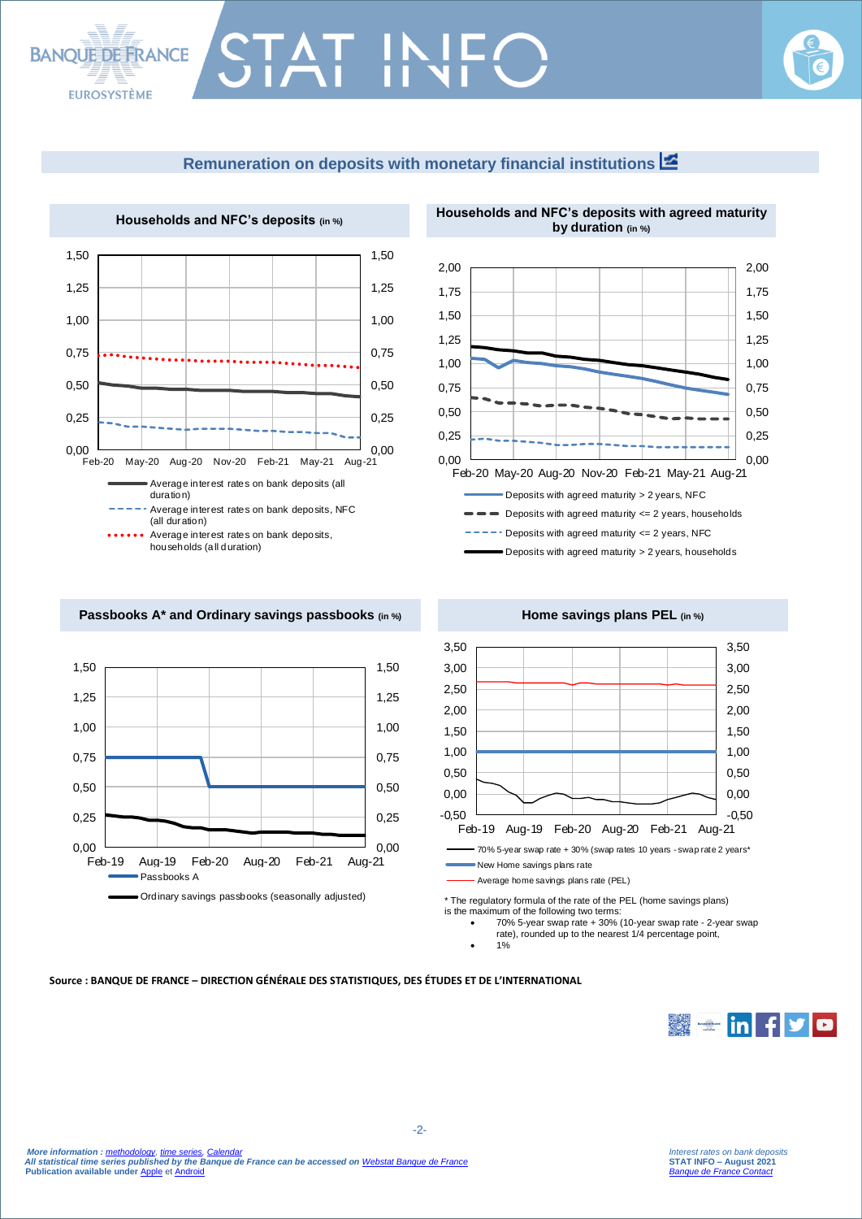## Remuneration on deposits with monetary financial institutions

### Households and NFC's deposits (in %)

1,50
1,25
1,00
0,75
0,50
0,25
0,00

Feb-20 May-20 Aug-20 Nov-20 Feb-21 May-21 Aug-21

Average interest rates on bank deposits (all duration)
Average interest rates on bank deposits, NFC (all duration)
Average interest rates on bank deposits, households (all duration)

### Households and NFC's deposits with agreed maturity by duration (in %)

2,00
1,75
1,50
1,25
1,00
0,75
0,50
0,25
0,00

Feb-20 May-20 Aug-20 Nov-20 Feb-21 May-21 Aug-21

Deposits with agreed maturity > 2 years, NFC
Deposits with agreed maturity <= 2 years, households
Deposits with agreed maturity <= 2 years, NFC
Deposits with agreed maturity > 2 years, households

### Passbooks A* and Ordinary savings passbooks (in %)

1,50
1,25
1,00
0,75
0,50
0,25
0,00

Feb-19 Aug-19 Feb-20 Aug-20 Feb-21 Aug-21

Passbooks A
Ordinary savings passbooks (seasonally adjusted)

### Home savings plans PEL (in %)

3,50
3,00
2,50
2,00
1,50
1,00
0,50
0,00
-0,50

Feb-19 Aug-19 Feb-20 Aug-20 Feb-21 Aug-21

70% 5-year swap rate + 30% (swap rates 10 years - swap rate 2 years*
New Home savings plans rate
Average home savings plans rate (PEL)

* The regulatory formula of the rate of the PEL (home savings plans) is the maximum of the following two terms:

- 70% 5-year swap rate + 30% (10-year swap rate - 2-year swap rate), rounded up to the nearest 1/4 percentage point,
- 1%

**Source : BANQUE DE FRANCE – DIRECTION GÉNÉRALE DES STATISTIQUES, DES ÉTUDES ET DE L'INTERNATIONAL**

***More information :*** *methodology, time series, Calendar*
***All statistical time series published by the Banque de France can be accessed on Webstat Banque de France***
**Publication available under Apple et Android**

*Interest rates on bank deposits*
***STAT INFO – August 2021***
*Banque de France Contact*